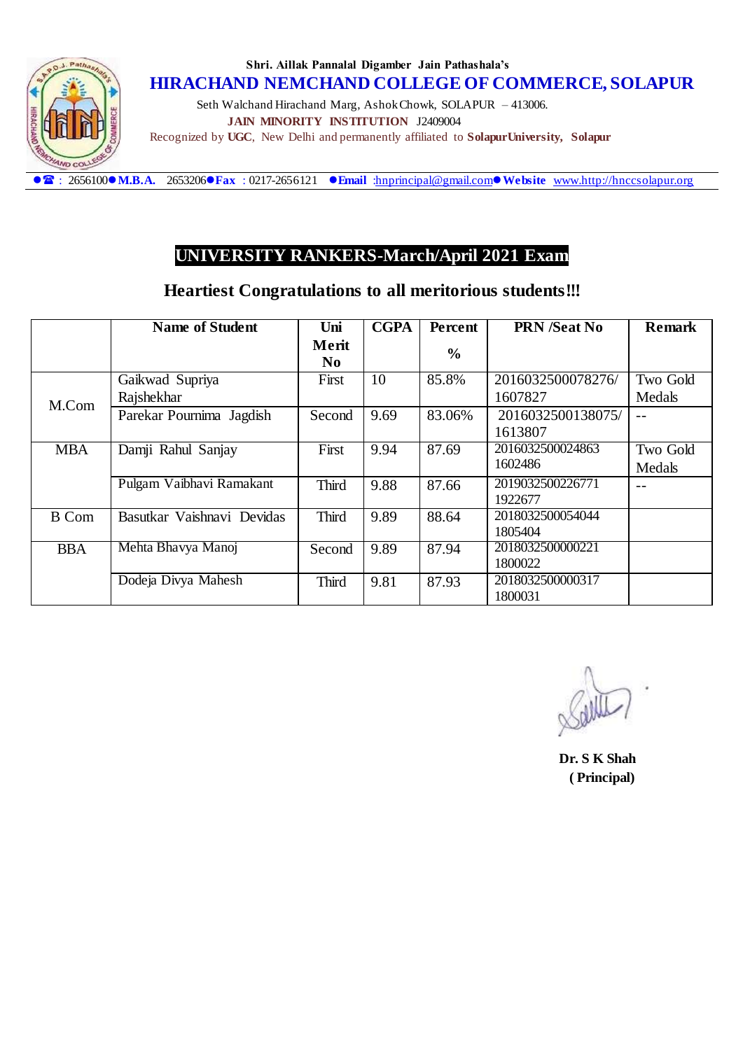Shri. Aillak Pannalal Digamber Jain Pathashala's

# HIRACHAND NEMCHAND COLLEGE OF COMMERCE, SOLAPUR

Seth Walchand Hirachand Marg, Ashok Chowk, SOLAPUR – 413006.

**JAIN MINORITY INSTITUTION** J2409004

Recognized by **UGC**, New Delhi and permanently affiliated to **SolapurUniversity, Solapur**

● ☎ : 2656100 ● **M.B.A.** 2653206 ● **Fax** : 0217-2656121 ● **Email** :hnprincipal@gmail.com ● **Website** www.http://hnccsolapur.org

## UNIVERSITY RANKERS-March/April 2021 Exam

### Heartiest Congratulations to all meritorious students!!!

| | Name of Student | Uni Merit No | CGPA | Percent % | PRN /Seat No | Remark |
|---|---|---|---|---|---|---|
| M.Com | Gaikwad Supriya Rajshekhar | First | 10 | 85.8% | 2016032500078276/ 1607827 | Two Gold Medals |
| | Parekar Pournima Jagdish | Second | 9.69 | 83.06% | 2016032500138075/ 1613807 | -- |
| MBA | Damji Rahul Sanjay | First | 9.94 | 87.69 | 2016032500024863 1602486 | Two Gold Medals |
| | Pulgam Vaibhavi Ramakant | Third | 9.88 | 87.66 | 2019032500226771 1922677 | -- |
| B Com | Basutkar Vaishnavi Devidas | Third | 9.89 | 88.64 | 2018032500054044 1805404 | |
| BBA | Mehta Bhavya Manoj | Second | 9.89 | 87.94 | 2018032500000221 1800022 | |
| | Dodeja Divya Mahesh | Third | 9.81 | 87.93 | 2018032500000317 1800031 | |

**Dr. S K Shah**
**( Principal)**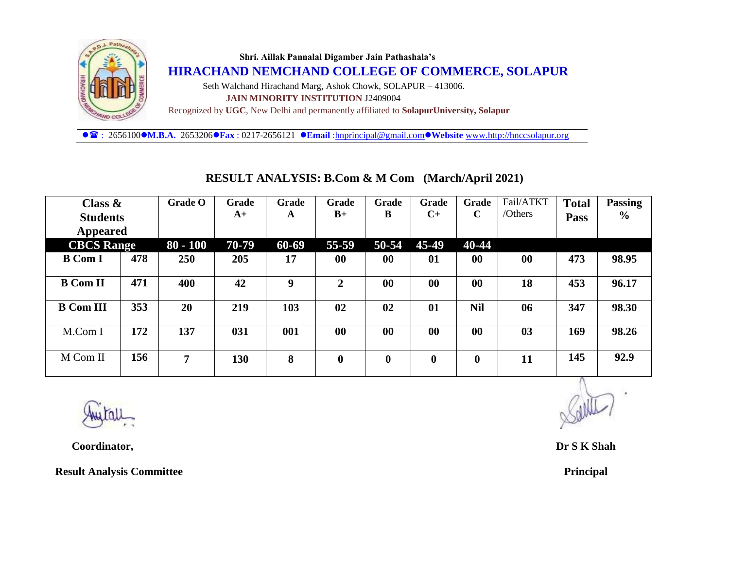Shri. Aillak Pannalal Digamber Jain Pathashala's

# HIRACHAND NEMCHAND COLLEGE OF COMMERCE, SOLAPUR

Seth Walchand Hirachand Marg, Ashok Chowk, SOLAPUR – 413006.

**JAIN MINORITY INSTITUTION** J2409004

Recognized by **UGC**, New Delhi and permanently affiliated to **SolapurUniversity, Solapur**

●☎ : 2656100●**M.B.A.** 2653206●**Fax** : 0217-2656121 ●**Email** :hnprincipal@gmail.com●**Website** www.http://hnccsolapur.org

## RESULT ANALYSIS: B.Com & M Com (March/April 2021)

| Class & Students Appeared | | Grade O | Grade A+ | Grade A | Grade B+ | Grade B | Grade C+ | Grade C | Fail/ATKT /Others | Total Pass | Passing % |
|---|---|---|---|---|---|---|---|---|---|---|---|
| **CBCS Range** | | **80 - 100** | **70-79** | **60-69** | **55-59** | **50-54** | **45-49** | **40-44** | | | |
| **B Com I** | **478** | **250** | **205** | **17** | **00** | **00** | **01** | **00** | **00** | **473** | **98.95** |
| **B Com II** | **471** | **400** | **42** | **9** | **2** | **00** | **00** | **00** | **18** | **453** | **96.17** |
| **B Com III** | **353** | **20** | **219** | **103** | **02** | **02** | **01** | **Nil** | **06** | **347** | **98.30** |
| M.Com I | **172** | **137** | **031** | **001** | **00** | **00** | **00** | **00** | **03** | **169** | **98.26** |
| M Com II | **156** | **7** | **130** | **8** | **0** | **0** | **0** | **0** | **11** | **145** | **92.9** |

**Coordinator,**

**Result Analysis Committee**

**Dr S K Shah**

**Principal**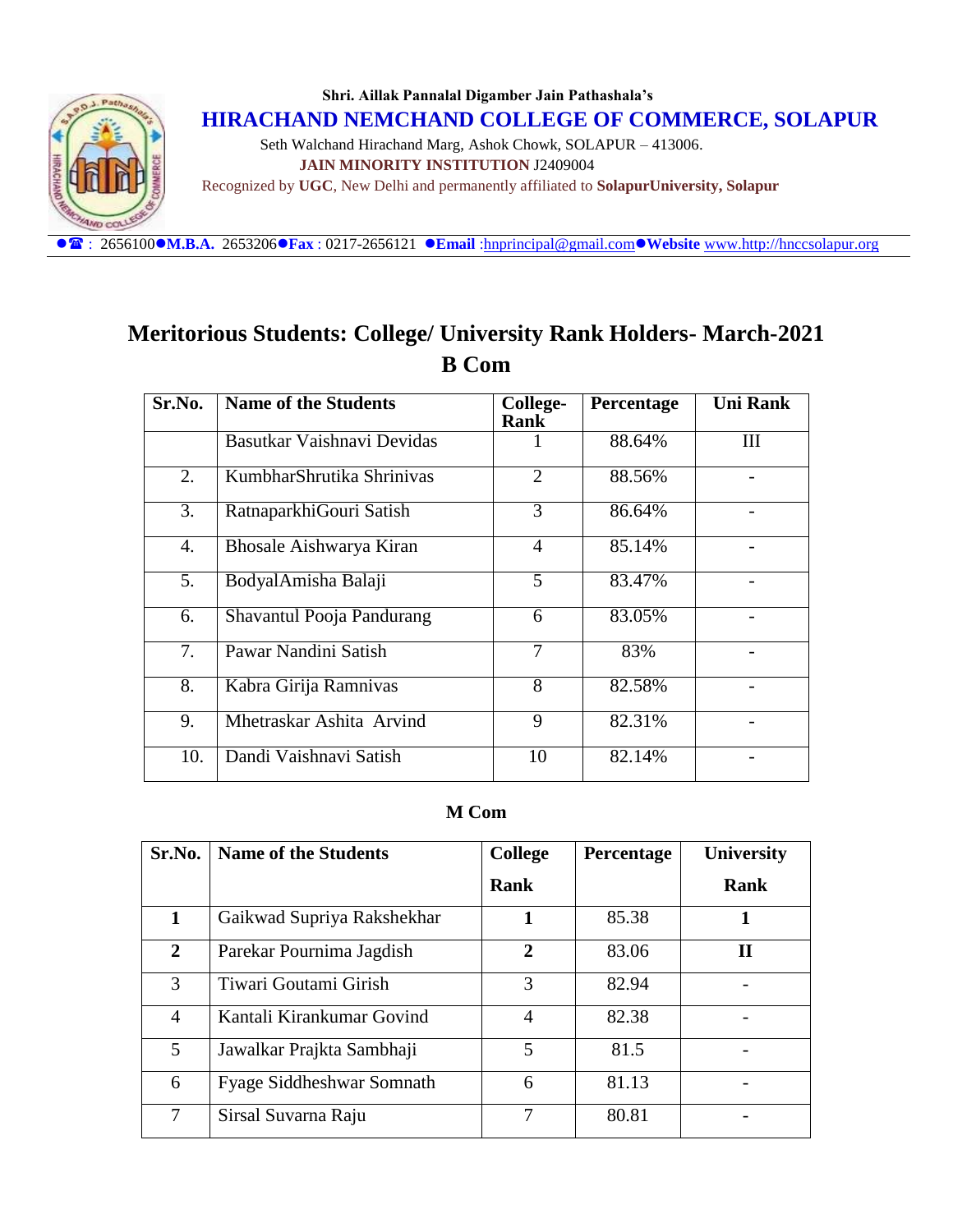Shri. Aillak Pannalal Digamber Jain Pathashala's

# HIRACHAND NEMCHAND COLLEGE OF COMMERCE, SOLAPUR

Seth Walchand Hirachand Marg, Ashok Chowk, SOLAPUR – 413006.

**JAIN MINORITY INSTITUTION** J2409004

Recognized by **UGC**, New Delhi and permanently affiliated to **SolapurUniversity, Solapur**

● ☎ : 2656100 ● **M.B.A.** 2653206 ● **Fax** : 0217-2656121 ● **Email** :hnprincipal@gmail.com ● **Website** www.http://hnccsolapur.org

## Meritorious Students: College/ University Rank Holders- March-2021

## B Com

| Sr.No. | Name of the Students | College-Rank | Percentage | Uni Rank |
|---|---|---|---|---|
| | Basutkar Vaishnavi Devidas | 1 | 88.64% | III |
| 2. | KumbharShrutika Shrinivas | 2 | 88.56% | - |
| 3. | RatnaparkhiGouri Satish | 3 | 86.64% | - |
| 4. | Bhosale Aishwarya Kiran | 4 | 85.14% | - |
| 5. | BodyalAmisha Balaji | 5 | 83.47% | - |
| 6. | Shavantul Pooja Pandurang | 6 | 83.05% | - |
| 7. | Pawar Nandini Satish | 7 | 83% | - |
| 8. | Kabra Girija Ramnivas | 8 | 82.58% | - |
| 9. | Mhetraskar Ashita Arvind | 9 | 82.31% | - |
| 10. | Dandi Vaishnavi Satish | 10 | 82.14% | - |

**M Com**

| Sr.No. | Name of the Students | College Rank | Percentage | University Rank |
|---|---|---|---|---|
| **1** | Gaikwad Supriya Rakshekhar | **1** | 85.38 | **1** |
| **2** | Parekar Pournima Jagdish | **2** | 83.06 | **II** |
| 3 | Tiwari Goutami Girish | 3 | 82.94 | - |
| 4 | Kantali Kirankumar Govind | 4 | 82.38 | - |
| 5 | Jawalkar Prajkta Sambhaji | 5 | 81.5 | - |
| 6 | Fyage Siddheshwar Somnath | 6 | 81.13 | - |
| 7 | Sirsal Suvarna Raju | 7 | 80.81 | - |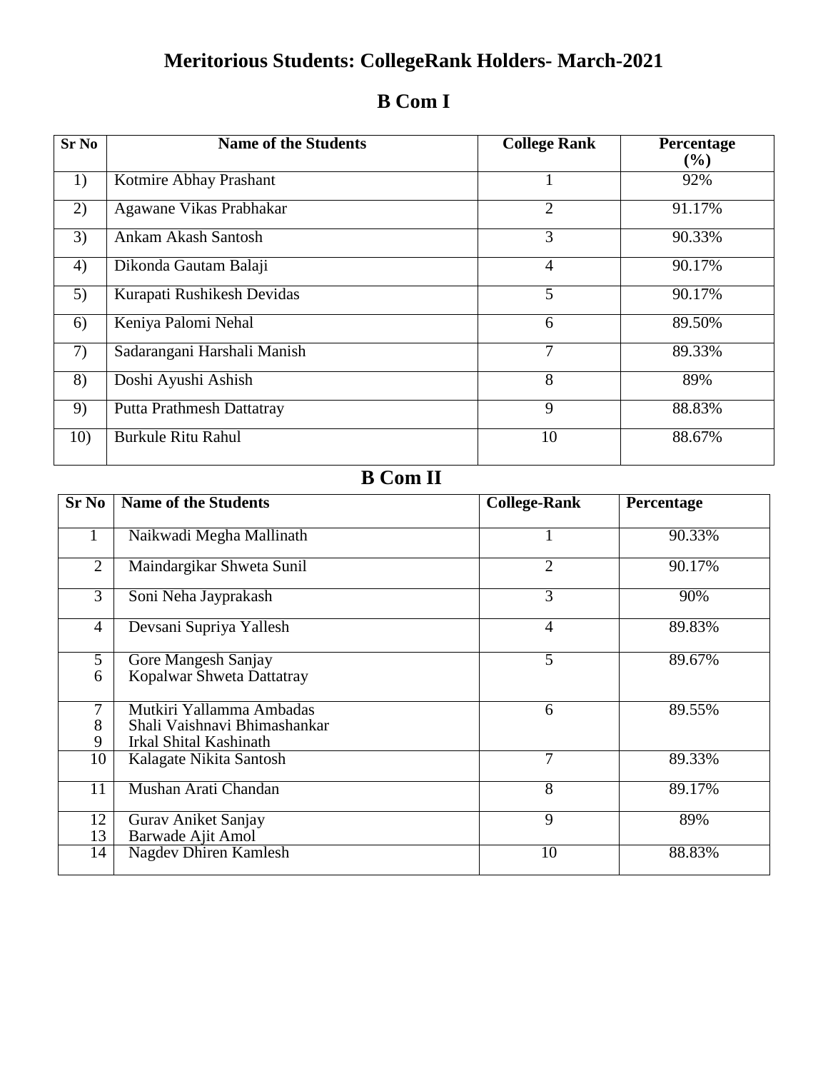# Meritorious Students: CollegeRank Holders- March-2021

## B Com I

| Sr No | Name of the Students | College Rank | Percentage (%) |
|---|---|---|---|
| 1) | Kotmire Abhay Prashant | 1 | 92% |
| 2) | Agawane Vikas Prabhakar | 2 | 91.17% |
| 3) | Ankam Akash Santosh | 3 | 90.33% |
| 4) | Dikonda Gautam Balaji | 4 | 90.17% |
| 5) | Kurapati Rushikesh Devidas | 5 | 90.17% |
| 6) | Keniya Palomi Nehal | 6 | 89.50% |
| 7) | Sadarangani Harshali Manish | 7 | 89.33% |
| 8) | Doshi Ayushi Ashish | 8 | 89% |
| 9) | Putta Prathmesh Dattatray | 9 | 88.83% |
| 10) | Burkule Ritu Rahul | 10 | 88.67% |

## B Com II

| Sr No | Name of the Students | College-Rank | Percentage |
|---|---|---|---|
| 1 | Naikwadi Megha Mallinath | 1 | 90.33% |
| 2 | Maindargikar Shweta Sunil | 2 | 90.17% |
| 3 | Soni Neha Jayprakash | 3 | 90% |
| 4 | Devsani Supriya Yallesh | 4 | 89.83% |
| 5<br>6 | Gore Mangesh Sanjay<br>Kopalwar Shweta Dattatray | 5 | 89.67% |
| 7<br>8<br>9 | Mutkiri Yallamma Ambadas<br>Shali Vaishnavi Bhimashankar<br>Irkal Shital Kashinath | 6 | 89.55% |
| 10 | Kalagate Nikita Santosh | 7 | 89.33% |
| 11 | Mushan Arati Chandan | 8 | 89.17% |
| 12<br>13 | Gurav Aniket Sanjay<br>Barwade Ajit Amol | 9 | 89% |
| 14 | Nagdev Dhiren Kamlesh | 10 | 88.83% |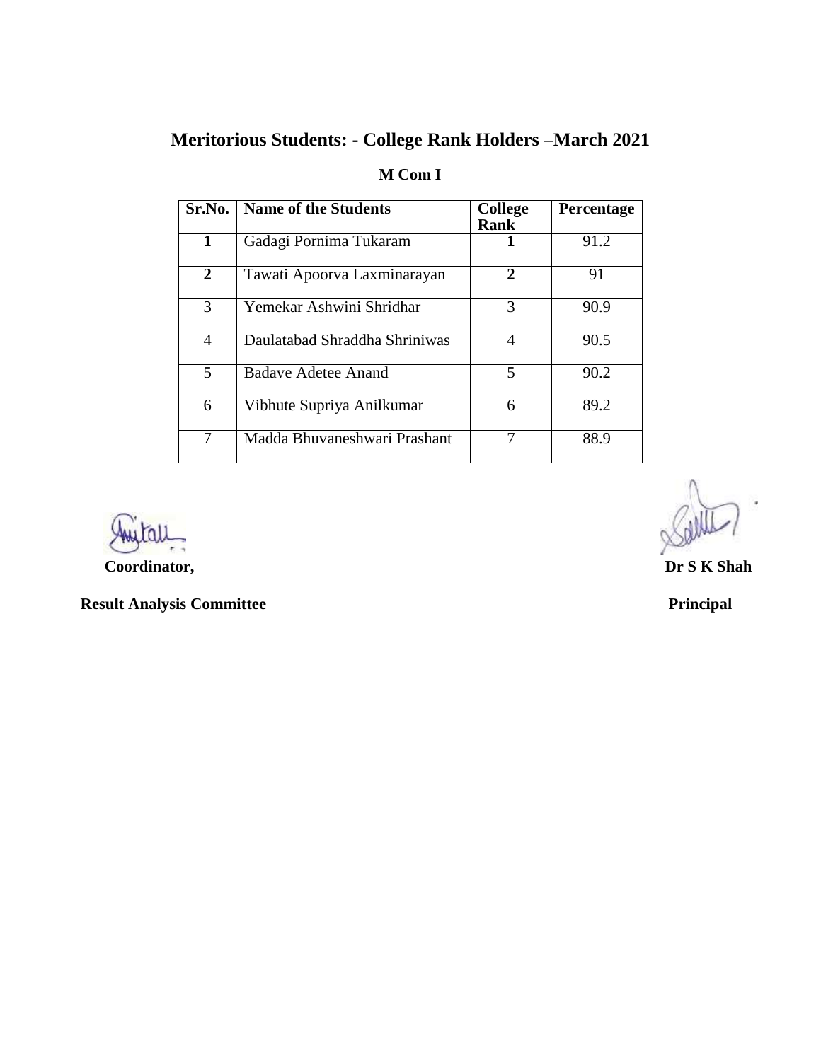# Meritorious Students: - College Rank Holders –March 2021

## M Com I

| Sr.No. | Name of the Students | College Rank | Percentage |
|---|---|---|---|
| **1** | Gadagi Pornima Tukaram | **1** | 91.2 |
| **2** | Tawati Apoorva Laxminarayan | **2** | 91 |
| 3 | Yemekar Ashwini Shridhar | 3 | 90.9 |
| 4 | Daulatabad Shraddha Shriniwas | 4 | 90.5 |
| 5 | Badave Adetee Anand | 5 | 90.2 |
| 6 | Vibhute Supriya Anilkumar | 6 | 89.2 |
| 7 | Madda Bhuvaneshwari Prashant | 7 | 88.9 |

**Coordinator,**

**Result Analysis Committee**

**Dr S K Shah**

**Principal**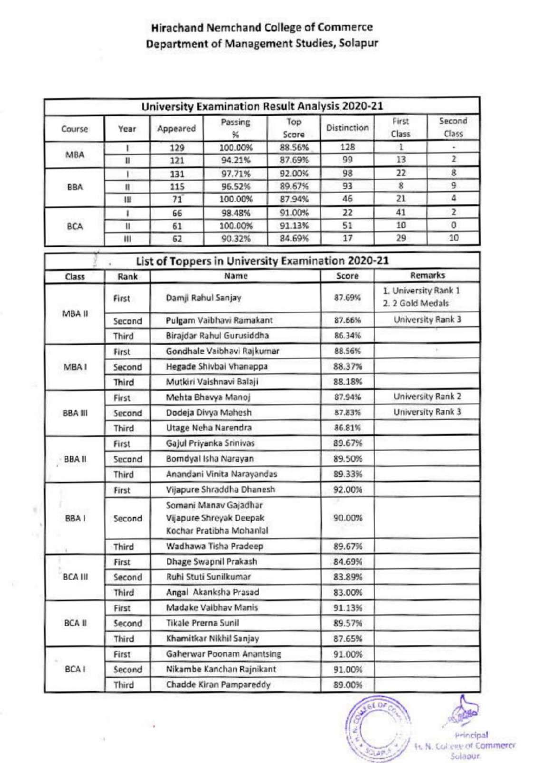**Hirachand Nemchand College of Commerce**
**Department of Management Studies, Solapur**

| University Examination Result Analysis 2020-21 | | | | | | | |
|---|---|---|---|---|---|---|---|
| Course | Year | Appeared | Passing % | Top Score | Distinction | First Class | Second Class |
| MBA | I | 129 | 100.00% | 88.56% | 128 | 1 | - |
| | II | 121 | 94.21% | 87.69% | 99 | 13 | 2 |
| BBA | I | 131 | 97.71% | 92.00% | 98 | 22 | 8 |
| | II | 115 | 96.52% | 89.67% | 93 | 8 | 9 |
| | III | 71 | 100.00% | 87.94% | 46 | 21 | 4 |
| BCA | I | 66 | 98.48% | 91.00% | 22 | 41 | 2 |
| | II | 61 | 100.00% | 91.13% | 51 | 10 | 0 |
| | III | 62 | 90.32% | 84.69% | 17 | 29 | 10 |

| List of Toppers in University Examination 2020-21 | | | | |
|---|---|---|---|---|
| Class | Rank | Name | Score | Remarks |
| MBA II | First | Damji Rahul Sanjay | 87.69% | 1. University Rank 1<br>2. 2 Gold Medals |
| | Second | Pulgam Vaibhavi Ramakant | 87.66% | University Rank 3 |
| | Third | Birajdar Rahul Gurusiddha | 86.34% | |
| MBA I | First | Gondhale Vaibhavi Rajkumar | 88.56% | |
| | Second | Hegade Shivbai Vhanappa | 88.37% | |
| | Third | Mutkiri Vaishnavi Balaji | 88.18% | |
| BBA III | First | Mehta Bhavya Manoj | 87.94% | University Rank 2 |
| | Second | Dodeja Divya Mahesh | 87.83% | University Rank 3 |
| | Third | Utage Neha Narendra | 86.81% | |
| BBA II | First | Gajul Priyanka Srinivas | 89.67% | |
| | Second | Bomdyal Isha Narayan | 89.50% | |
| | Third | Anandani Vinita Narayandas | 89.33% | |
| BBA I | First | Vijapure Shraddha Dhanesh | 92.00% | |
| | Second | Somani Manav Gajadhar<br>Vijapure Shreyak Deepak<br>Kochar Pratibha Mohanlal | 90.00% | |
| | Third | Wadhawa Tisha Pradeep | 89.67% | |
| BCA III | First | Dhage Swapnil Prakash | 84.69% | |
| | Second | Ruhi Stuti Sunilkumar | 83.89% | |
| | Third | Angal Akanksha Prasad | 83.00% | |
| BCA II | First | Madake Vaibhav Manis | 91.13% | |
| | Second | Tikale Prerna Sunil | 89.57% | |
| | Third | Khamitkar Nikhil Sanjay | 87.65% | |
| BCA I | First | Gaherwar Poonam Anantsing | 91.00% | |
| | Second | Nikambe Kanchan Rajnikant | 91.00% | |
| | Third | Chadde Kiran Pampareddy | 89.00% | |

Principal
H. N. College of Commerce
Solapur